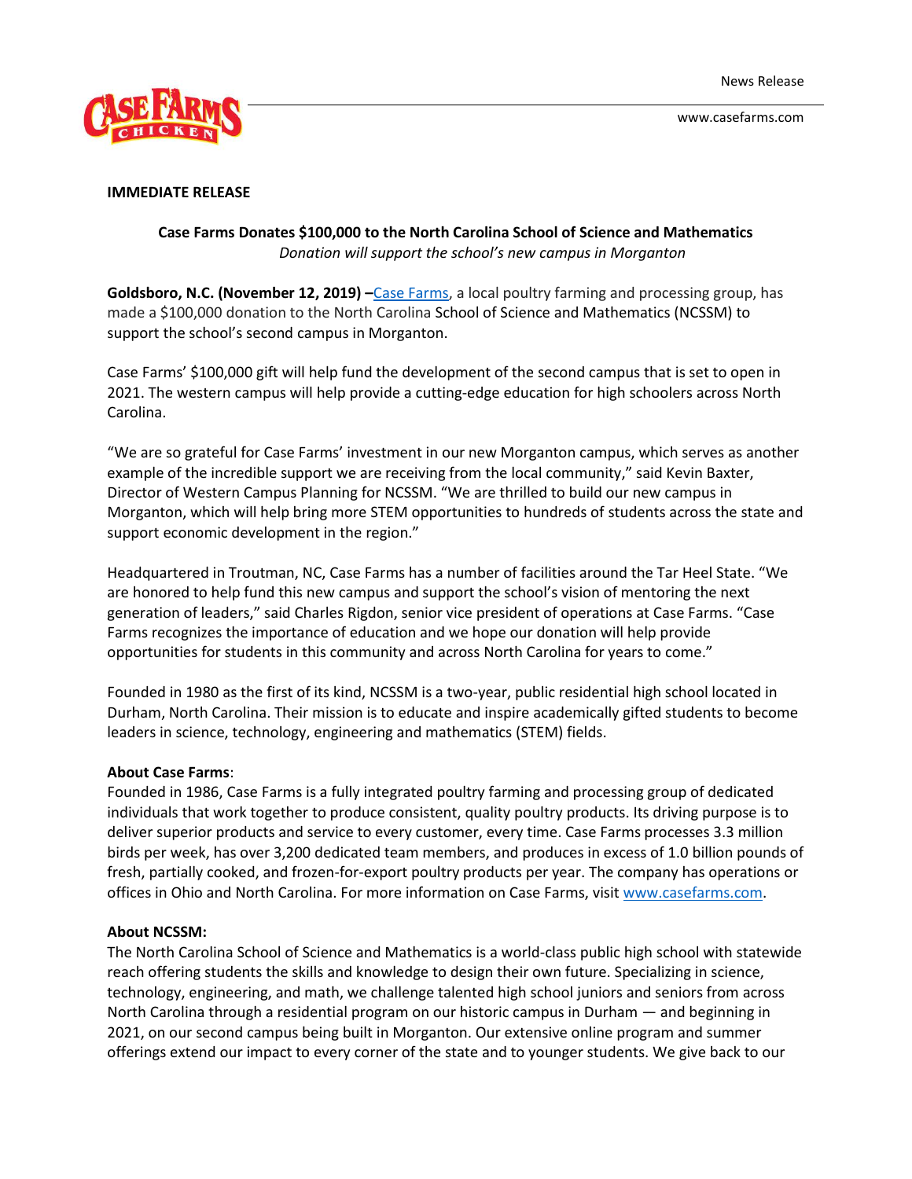News Release

www.casefarms.com

**IMMEDIATE RELEASE**

**Case Farms Donates $100,000 to the North Carolina School of Science and Mathematics**

*Donation will support the school's new campus in Morganton*

**Goldsboro, N.C. (November 12, 2019) –**[Case Farms](http://www.casefarms.com), a local poultry farming and processing group, has made a $100,000 donation to the North Carolina School of Science and Mathematics (NCSSM) to support the school's second campus in Morganton.

Case Farms' $100,000 gift will help fund the development of the second campus that is set to open in 2021. The western campus will help provide a cutting-edge education for high schoolers across North Carolina.

"We are so grateful for Case Farms' investment in our new Morganton campus, which serves as another example of the incredible support we are receiving from the local community," said Kevin Baxter, Director of Western Campus Planning for NCSSM. "We are thrilled to build our new campus in Morganton, which will help bring more STEM opportunities to hundreds of students across the state and support economic development in the region."

Headquartered in Troutman, NC, Case Farms has a number of facilities around the Tar Heel State. "We are honored to help fund this new campus and support the school's vision of mentoring the next generation of leaders," said Charles Rigdon, senior vice president of operations at Case Farms. "Case Farms recognizes the importance of education and we hope our donation will help provide opportunities for students in this community and across North Carolina for years to come."

Founded in 1980 as the first of its kind, NCSSM is a two-year, public residential high school located in Durham, North Carolina. Their mission is to educate and inspire academically gifted students to become leaders in science, technology, engineering and mathematics (STEM) fields.

**About Case Farms**:

Founded in 1986, Case Farms is a fully integrated poultry farming and processing group of dedicated individuals that work together to produce consistent, quality poultry products. Its driving purpose is to deliver superior products and service to every customer, every time. Case Farms processes 3.3 million birds per week, has over 3,200 dedicated team members, and produces in excess of 1.0 billion pounds of fresh, partially cooked, and frozen-for-export poultry products per year. The company has operations or offices in Ohio and North Carolina. For more information on Case Farms, visit [www.casefarms.com](http://www.casefarms.com).

**About NCSSM:**

The North Carolina School of Science and Mathematics is a world-class public high school with statewide reach offering students the skills and knowledge to design their own future. Specializing in science, technology, engineering, and math, we challenge talented high school juniors and seniors from across North Carolina through a residential program on our historic campus in Durham — and beginning in 2021, on our second campus being built in Morganton. Our extensive online program and summer offerings extend our impact to every corner of the state and to younger students. We give back to our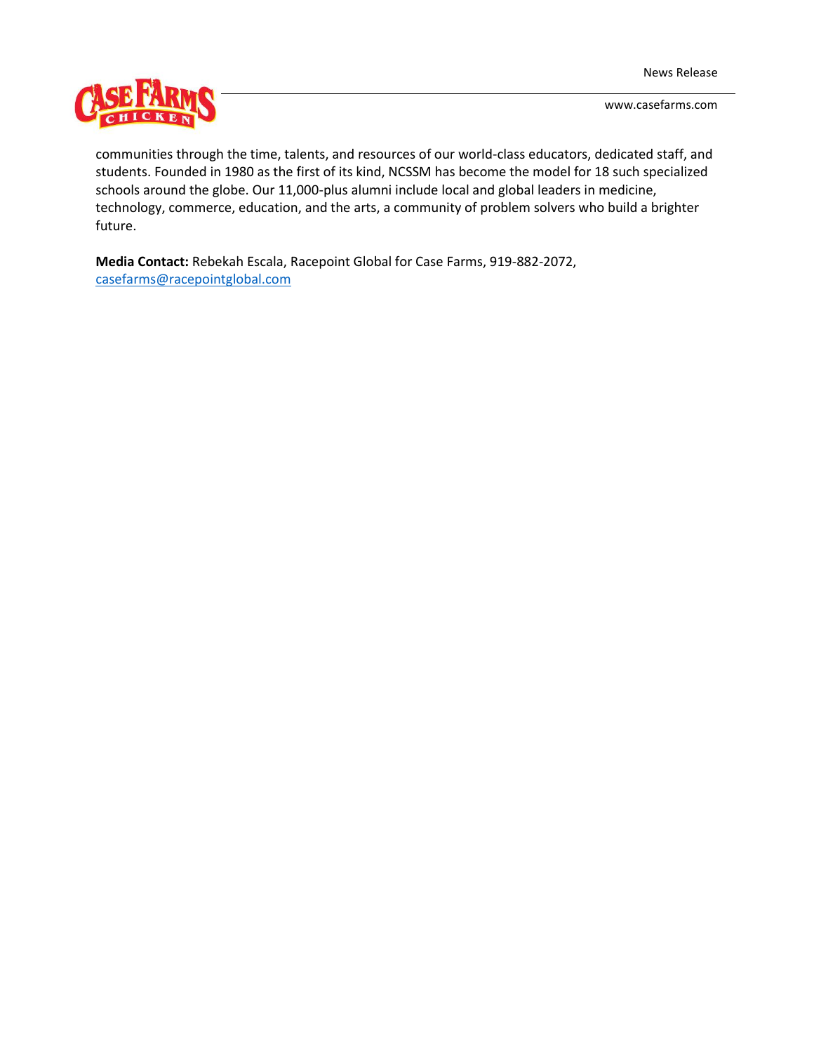communities through the time, talents, and resources of our world-class educators, dedicated staff, and students. Founded in 1980 as the first of its kind, NCSSM has become the model for 18 such specialized schools around the globe. Our 11,000-plus alumni include local and global leaders in medicine, technology, commerce, education, and the arts, a community of problem solvers who build a brighter future.

**Media Contact:** Rebekah Escala, Racepoint Global for Case Farms, 919-882-2072, casefarms@racepointglobal.com